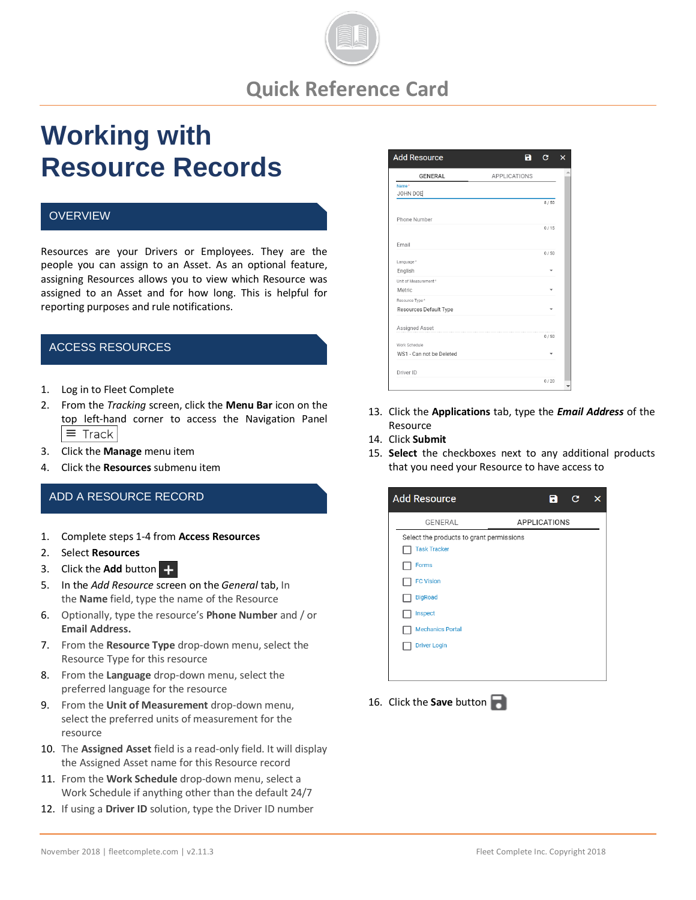Quick Reference Card

# Working with Resource Records

## OVERVIEW

Resources are your Drivers or Employees. They are the people you can assign to an Asset. As an optional feature, assigning Resources allows you to view which Resource was assigned to an Asset and for how long. This is helpful for reporting purposes and rule notifications.

## ACCESS RESOURCES

1. Log in to Fleet Complete
2. From the *Tracking* screen, click the **Menu Bar** icon on the top left-hand corner to access the Navigation Panel ≡ Track
3. Click the **Manage** menu item
4. Click the **Resources** submenu item

## ADD A RESOURCE RECORD

1. Complete steps 1-4 from **Access Resources**
2. Select **Resources**
3. Click the **Add** button +
5. In the *Add Resource* screen on the *General* tab, In the **Name** field, type the name of the Resource
6. Optionally, type the resource's **Phone Number** and / or **Email Address.**
7. From the **Resource Type** drop-down menu, select the Resource Type for this resource
8. From the **Language** drop-down menu, select the preferred language for the resource
9. From the **Unit of Measurement** drop-down menu, select the preferred units of measurement for the resource
10. The **Assigned Asset** field is a read-only field. It will display the Assigned Asset name for this Resource record
11. From the **Work Schedule** drop-down menu, select a Work Schedule if anything other than the default 24/7
12. If using a **Driver ID** solution, type the Driver ID number
13. Click the **Applications** tab, type the ***Email Address*** of the Resource
14. Click **Submit**
15. **Select** the checkboxes next to any additional products that you need your Resource to have access to
16. Click the **Save** button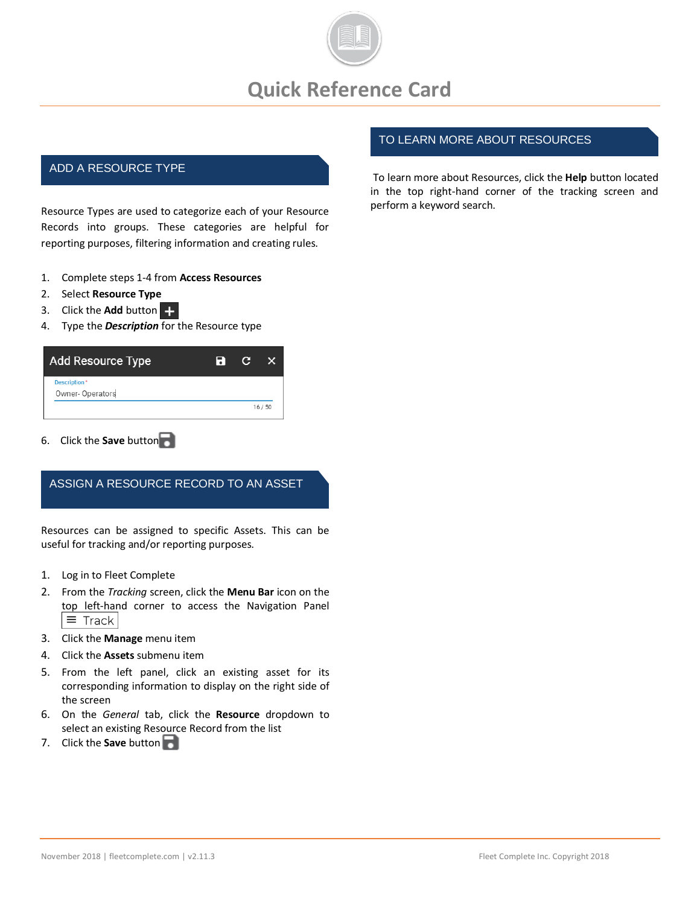# Quick Reference Card

## ADD A RESOURCE TYPE

Resource Types are used to categorize each of your Resource Records into groups. These categories are helpful for reporting purposes, filtering information and creating rules.

1. Complete steps 1-4 from **Access Resources**
2. Select **Resource Type**
3. Click the **Add** button
4. Type the ***Description*** for the Resource type

Add Resource Type

Description*

Owner- Operators

16 / 50

6. Click the **Save** button

## ASSIGN A RESOURCE RECORD TO AN ASSET

Resources can be assigned to specific Assets. This can be useful for tracking and/or reporting purposes.

1. Log in to Fleet Complete
2. From the *Tracking* screen, click the **Menu Bar** icon on the top left-hand corner to access the Navigation Panel ≡ Track
3. Click the **Manage** menu item
4. Click the **Assets** submenu item
5. From the left panel, click an existing asset for its corresponding information to display on the right side of the screen
6. On the *General* tab, click the **Resource** dropdown to select an existing Resource Record from the list
7. Click the **Save** button

## TO LEARN MORE ABOUT RESOURCES

To learn more about Resources, click the **Help** button located in the top right-hand corner of the tracking screen and perform a keyword search.

November 2018 | fleetcomplete.com | v2.11.3

Fleet Complete Inc. Copyright 2018